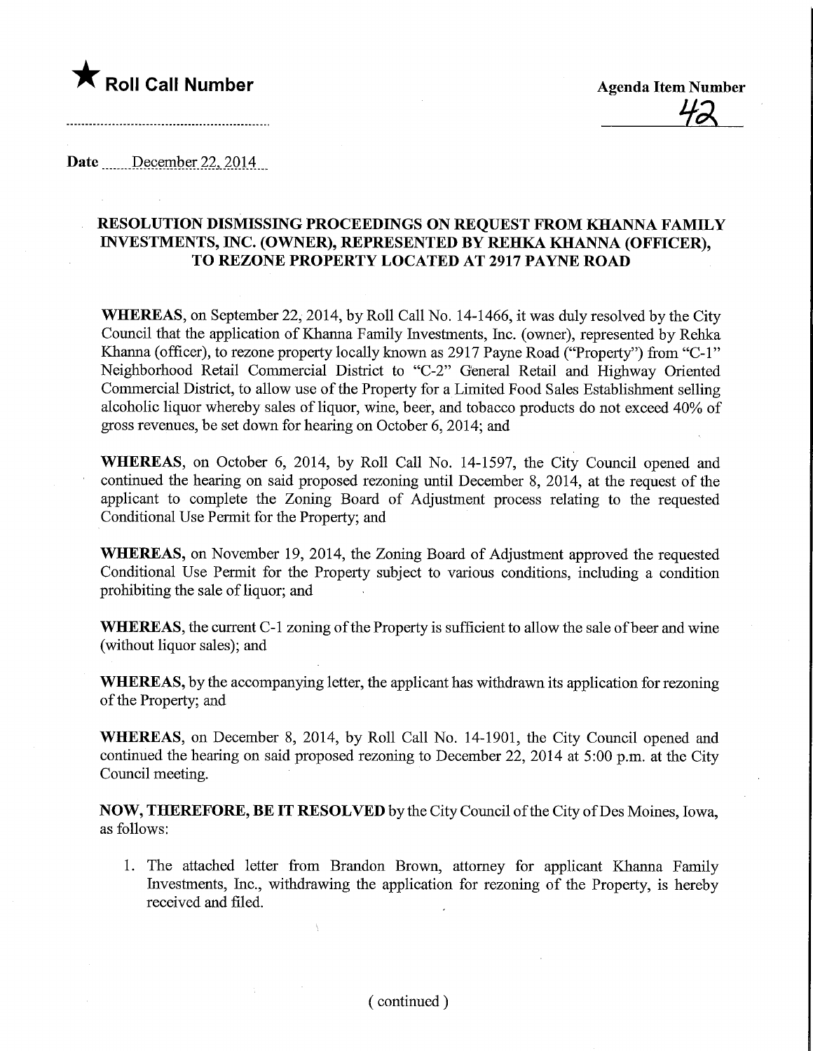★ **Roll Call Number**

**Agenda Item Number**

42

Date December 22, 2014

## RESOLUTION DISMISSING PROCEEDINGS ON REQUEST FROM KHANNA FAMILY INVESTMENTS, INC. (OWNER), REPRESENTED BY REHKA KHANNA (OFFICER), TO REZONE PROPERTY LOCATED AT 2917 PAYNE ROAD

**WHEREAS**, on September 22, 2014, by Roll Call No. 14-1466, it was duly resolved by the City Council that the application of Khanna Family Investments, Inc. (owner), represented by Rehka Khanna (officer), to rezone property locally known as 2917 Payne Road ("Property") from "C-1" Neighborhood Retail Commercial District to "C-2" General Retail and Highway Oriented Commercial District, to allow use of the Property for a Limited Food Sales Establishment selling alcoholic liquor whereby sales of liquor, wine, beer, and tobacco products do not exceed 40% of gross revenues, be set down for hearing on October 6, 2014; and

**WHEREAS**, on October 6, 2014, by Roll Call No. 14-1597, the City Council opened and continued the hearing on said proposed rezoning until December 8, 2014, at the request of the applicant to complete the Zoning Board of Adjustment process relating to the requested Conditional Use Permit for the Property; and

**WHEREAS**, on November 19, 2014, the Zoning Board of Adjustment approved the requested Conditional Use Permit for the Property subject to various conditions, including a condition prohibiting the sale of liquor; and

**WHEREAS**, the current C-1 zoning of the Property is sufficient to allow the sale of beer and wine (without liquor sales); and

**WHEREAS**, by the accompanying letter, the applicant has withdrawn its application for rezoning of the Property; and

**WHEREAS**, on December 8, 2014, by Roll Call No. 14-1901, the City Council opened and continued the hearing on said proposed rezoning to December 22, 2014 at 5:00 p.m. at the City Council meeting.

**NOW, THEREFORE, BE IT RESOLVED** by the City Council of the City of Des Moines, Iowa, as follows:

1. The attached letter from Brandon Brown, attorney for applicant Khanna Family Investments, Inc., withdrawing the application for rezoning of the Property, is hereby received and filed.

( continued )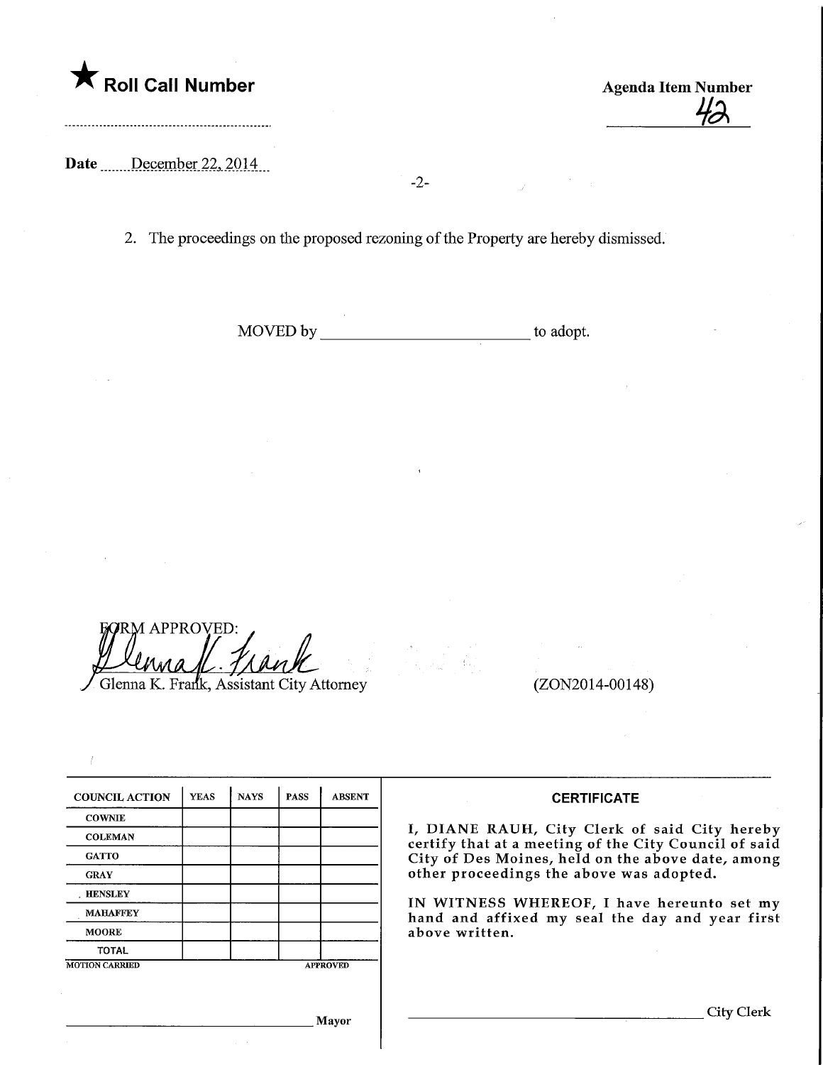★ **Roll Call Number**

**Agenda Item Number**

42

**Date** December 22, 2014

2. The proceedings on the proposed rezoning of the Property are hereby dismissed.

MOVED by ________________________ to adopt.

FORM APPROVED:

Glenna K. Frank, Assistant City Attorney

(ZON2014-00148)

| COUNCIL ACTION | YEAS | NAYS | PASS | ABSENT |
|---|---|---|---|---|
| COWNIE | | | | |
| COLEMAN | | | | |
| GATTO | | | | |
| GRAY | | | | |
| HENSLEY | | | | |
| MAHAFFEY | | | | |
| MOORE | | | | |
| TOTAL | | | | |

MOTION CARRIED APPROVED

________________________ Mayor

**CERTIFICATE**

I, DIANE RAUH, City Clerk of said City hereby certify that at a meeting of the City Council of said City of Des Moines, held on the above date, among other proceedings the above was adopted.

IN WITNESS WHEREOF, I have hereunto set my hand and affixed my seal the day and year first above written.

________________________ City Clerk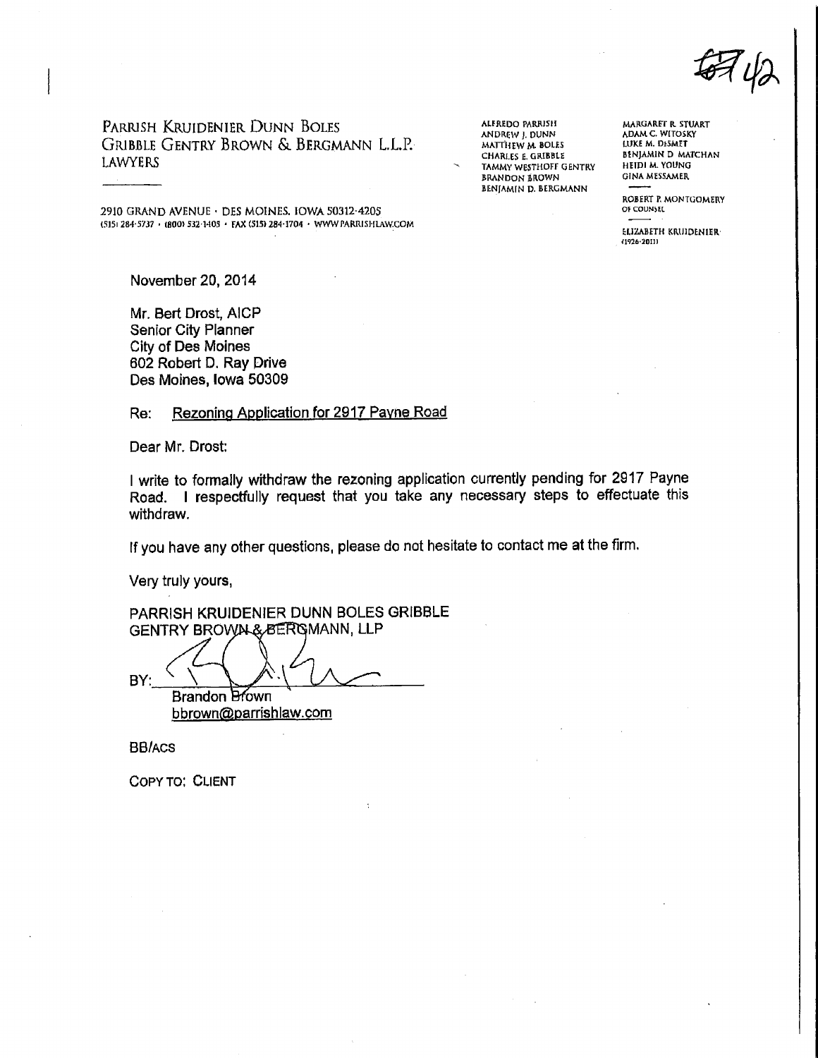PARRISH KRUIDENIER DUNN BOLES
GRIBBLE GENTRY BROWN & BERGMANN L.L.P.
LAWYERS

2910 GRAND AVENUE · DES MOINES, IOWA 50312-4205
(515) 284-5737 · (800) 532-1405 · FAX (515) 284-1704 · WWW.PARRISHLAW.COM

ALFREDO PARRISH
ANDREW J. DUNN
MATTHEW M. BOLES
CHARLES E. GRIBBLE
TAMMY WESTHOFF GENTRY
BRANDON BROWN
BENJAMIN D. BERGMANN

MARGARET R. STUART
ADAM C. WITOSKY
LUKE M. DESMET
BENJAMIN D. MATCHAN
HEIDI M. YOUNG
GINA MESSAMER

ROBERT P. MONTGOMERY
OF COUNSEL

ELIZABETH KRUIDENIER
(1926-2011)

November 20, 2014

Mr. Bert Drost, AICP
Senior City Planner
City of Des Moines
602 Robert D. Ray Drive
Des Moines, Iowa 50309

Re: Rezoning Application for 2917 Payne Road

Dear Mr. Drost:

I write to formally withdraw the rezoning application currently pending for 2917 Payne Road. I respectfully request that you take any necessary steps to effectuate this withdraw.

If you have any other questions, please do not hesitate to contact me at the firm.

Very truly yours,

PARRISH KRUIDENIER DUNN BOLES GRIBBLE
GENTRY BROWN & BERGMANN, LLP

BY: ______________________
Brandon Brown
bbrown@parrishlaw.com

BB/ACS

COPY TO: CLIENT